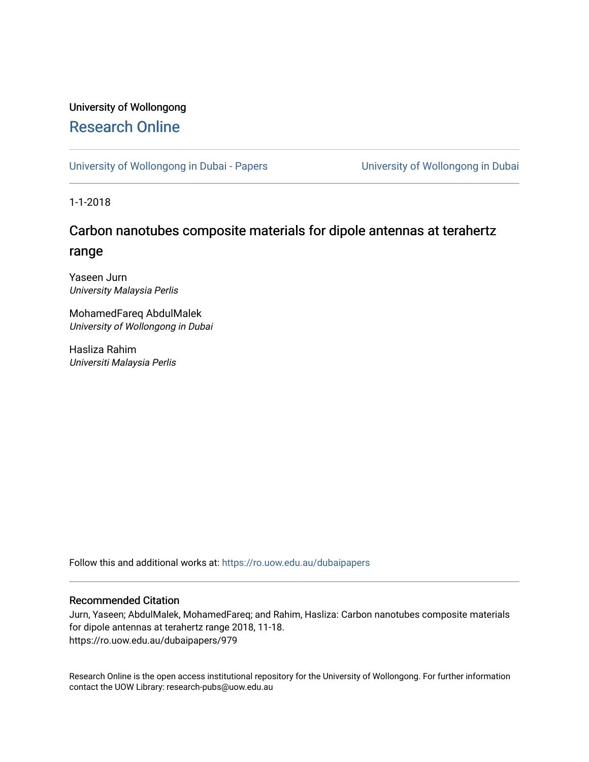University of Wollongong

# Research Online

University of Wollongong in Dubai - Papers | University of Wollongong in Dubai

1-1-2018

## Carbon nanotubes composite materials for dipole antennas at terahertz range

Yaseen Jurn
*University Malaysia Perlis*

MohamedFareq AbdulMalek
*University of Wollongong in Dubai*

Hasliza Rahim
*Universiti Malaysia Perlis*

Follow this and additional works at: https://ro.uow.edu.au/dubaipapers

### Recommended Citation

Jurn, Yaseen; AbdulMalek, MohamedFareq; and Rahim, Hasliza: Carbon nanotubes composite materials for dipole antennas at terahertz range 2018, 11-18.
https://ro.uow.edu.au/dubaipapers/979

Research Online is the open access institutional repository for the University of Wollongong. For further information contact the UOW Library: research-pubs@uow.edu.au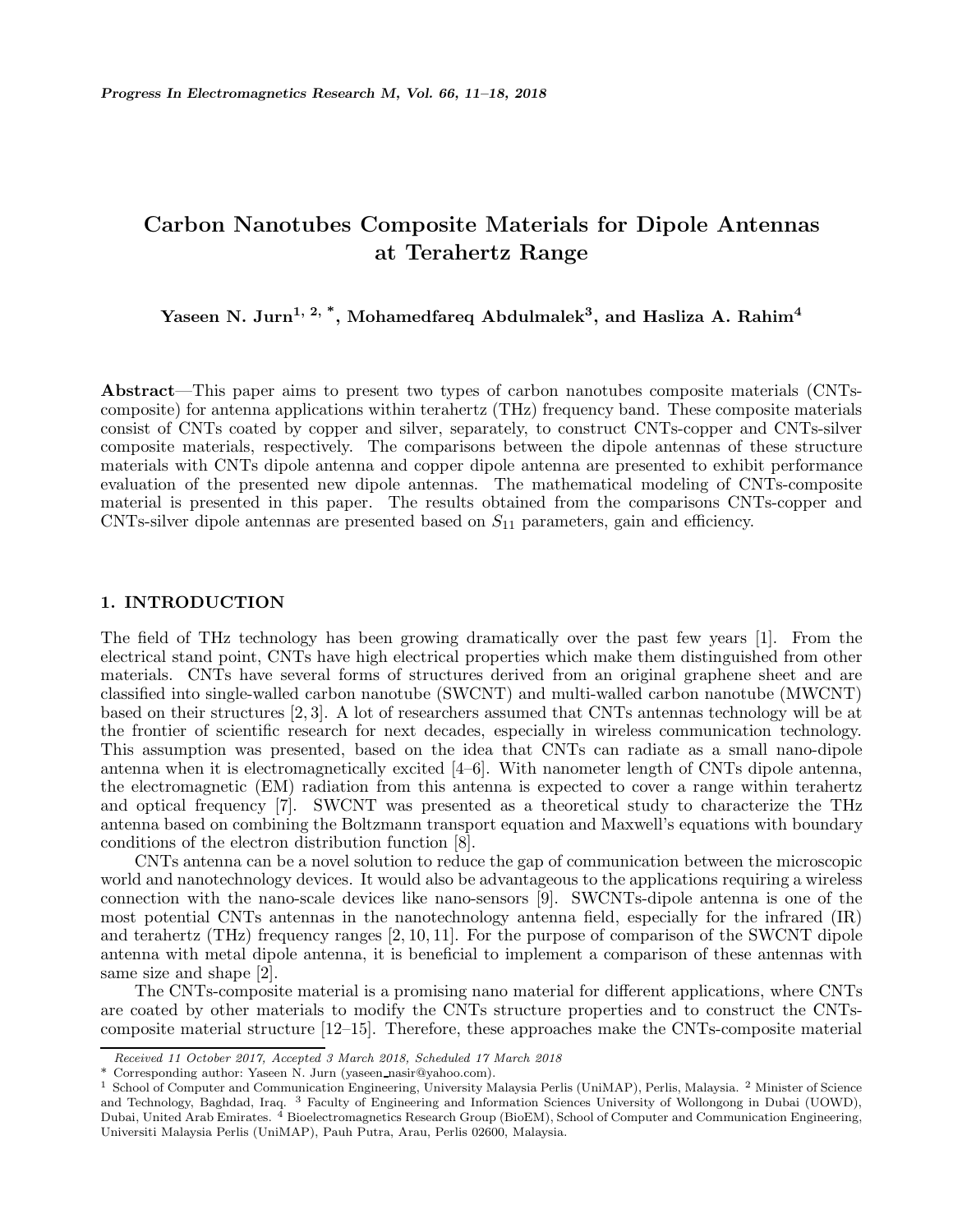# Carbon Nanotubes Composite Materials for Dipole Antennas at Terahertz Range

**Yaseen N. Jurn[1, 2, *], Mohamedfareq Abdulmalek[3], and Hasliza A. Rahim[4]**

**Abstract**—This paper aims to present two types of carbon nanotubes composite materials (CNTs-composite) for antenna applications within terahertz (THz) frequency band. These composite materials consist of CNTs coated by copper and silver, separately, to construct CNTs-copper and CNTs-silver composite materials, respectively. The comparisons between the dipole antennas of these structure materials with CNTs dipole antenna and copper dipole antenna are presented to exhibit performance evaluation of the presented new dipole antennas. The mathematical modeling of CNTs-composite material is presented in this paper. The results obtained from the comparisons CNTs-copper and CNTs-silver dipole antennas are presented based on $S_{11}$ parameters, gain and efficiency.

## 1. INTRODUCTION

The field of THz technology has been growing dramatically over the past few years [1]. From the electrical stand point, CNTs have high electrical properties which make them distinguished from other materials. CNTs have several forms of structures derived from an original graphene sheet and are classified into single-walled carbon nanotube (SWCNT) and multi-walled carbon nanotube (MWCNT) based on their structures [2, 3]. A lot of researchers assumed that CNTs antennas technology will be at the frontier of scientific research for next decades, especially in wireless communication technology. This assumption was presented, based on the idea that CNTs can radiate as a small nano-dipole antenna when it is electromagnetically excited [4–6]. With nanometer length of CNTs dipole antenna, the electromagnetic (EM) radiation from this antenna is expected to cover a range within terahertz and optical frequency [7]. SWCNT was presented as a theoretical study to characterize the THz antenna based on combining the Boltzmann transport equation and Maxwell's equations with boundary conditions of the electron distribution function [8].

CNTs antenna can be a novel solution to reduce the gap of communication between the microscopic world and nanotechnology devices. It would also be advantageous to the applications requiring a wireless connection with the nano-scale devices like nano-sensors [9]. SWCNTs-dipole antenna is one of the most potential CNTs antennas in the nanotechnology antenna field, especially for the infrared (IR) and terahertz (THz) frequency ranges [2, 10, 11]. For the purpose of comparison of the SWCNT dipole antenna with metal dipole antenna, it is beneficial to implement a comparison of these antennas with same size and shape [2].

The CNTs-composite material is a promising nano material for different applications, where CNTs are coated by other materials to modify the CNTs structure properties and to construct the CNTs-composite material structure [12–15]. Therefore, these approaches make the CNTs-composite material

*Received 11 October 2017, Accepted 3 March 2018, Scheduled 17 March 2018*

\* Corresponding author: Yaseen N. Jurn (yaseen_nasir@yahoo.com).

[1] School of Computer and Communication Engineering, University Malaysia Perlis (UniMAP), Perlis, Malaysia. [2] Minister of Science and Technology, Baghdad, Iraq. [3] Faculty of Engineering and Information Sciences University of Wollongong in Dubai (UOWD), Dubai, United Arab Emirates. [4] Bioelectromagnetics Research Group (BioEM), School of Computer and Communication Engineering, Universiti Malaysia Perlis (UniMAP), Pauh Putra, Arau, Perlis 02600, Malaysia.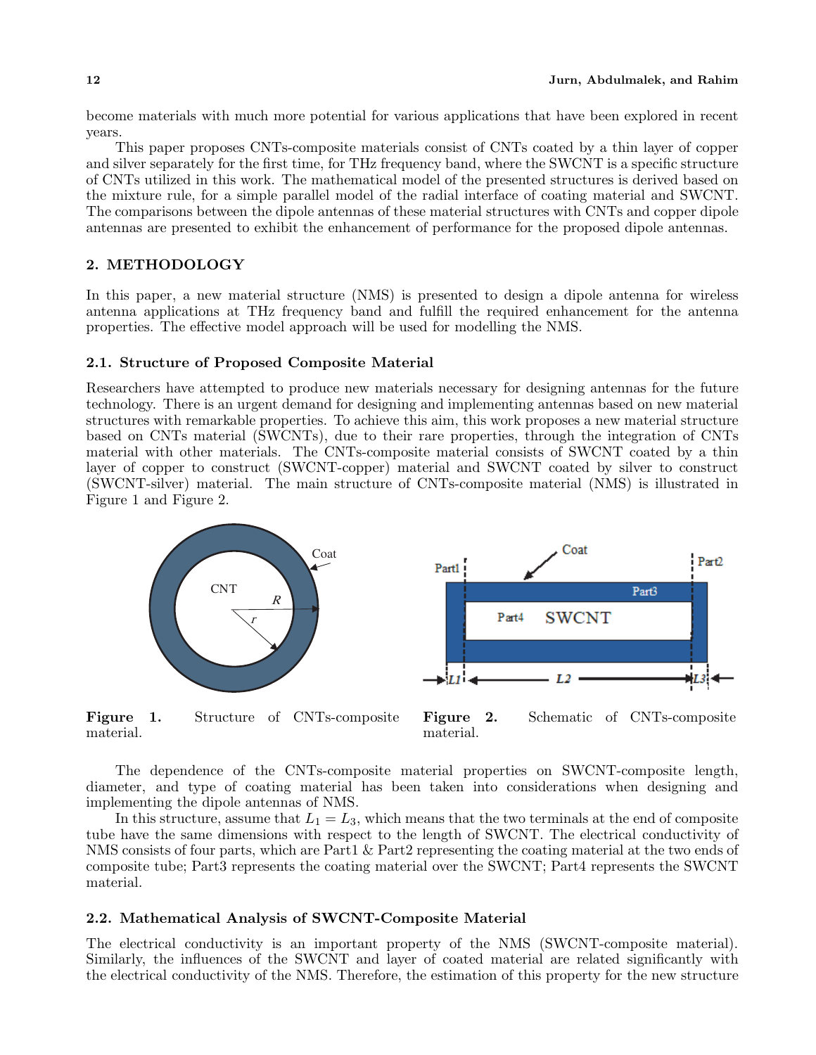become materials with much more potential for various applications that have been explored in recent years.

This paper proposes CNTs-composite materials consist of CNTs coated by a thin layer of copper and silver separately for the first time, for THz frequency band, where the SWCNT is a specific structure of CNTs utilized in this work. The mathematical model of the presented structures is derived based on the mixture rule, for a simple parallel model of the radial interface of coating material and SWCNT. The comparisons between the dipole antennas of these material structures with CNTs and copper dipole antennas are presented to exhibit the enhancement of performance for the proposed dipole antennas.

## 2. METHODOLOGY

In this paper, a new material structure (NMS) is presented to design a dipole antenna for wireless antenna applications at THz frequency band and fulfill the required enhancement for the antenna properties. The effective model approach will be used for modelling the NMS.

### 2.1. Structure of Proposed Composite Material

Researchers have attempted to produce new materials necessary for designing antennas for the future technology. There is an urgent demand for designing and implementing antennas based on new material structures with remarkable properties. To achieve this aim, this work proposes a new material structure based on CNTs material (SWCNTs), due to their rare properties, through the integration of CNTs material with other materials. The CNTs-composite material consists of SWCNT coated by a thin layer of copper to construct (SWCNT-copper) material and SWCNT coated by silver to construct (SWCNT-silver) material. The main structure of CNTs-composite material (NMS) is illustrated in Figure 1 and Figure 2.

**Figure 1.** Structure of CNTs-composite material.

**Figure 2.** Schematic of CNTs-composite material.

The dependence of the CNTs-composite material properties on SWCNT-composite length, diameter, and type of coating material has been taken into considerations when designing and implementing the dipole antennas of NMS.

In this structure, assume that $L_1 = L_3$, which means that the two terminals at the end of composite tube have the same dimensions with respect to the length of SWCNT. The electrical conductivity of NMS consists of four parts, which are Part1 & Part2 representing the coating material at the two ends of composite tube; Part3 represents the coating material over the SWCNT; Part4 represents the SWCNT material.

### 2.2. Mathematical Analysis of SWCNT-Composite Material

The electrical conductivity is an important property of the NMS (SWCNT-composite material). Similarly, the influences of the SWCNT and layer of coated material are related significantly with the electrical conductivity of the NMS. Therefore, the estimation of this property for the new structure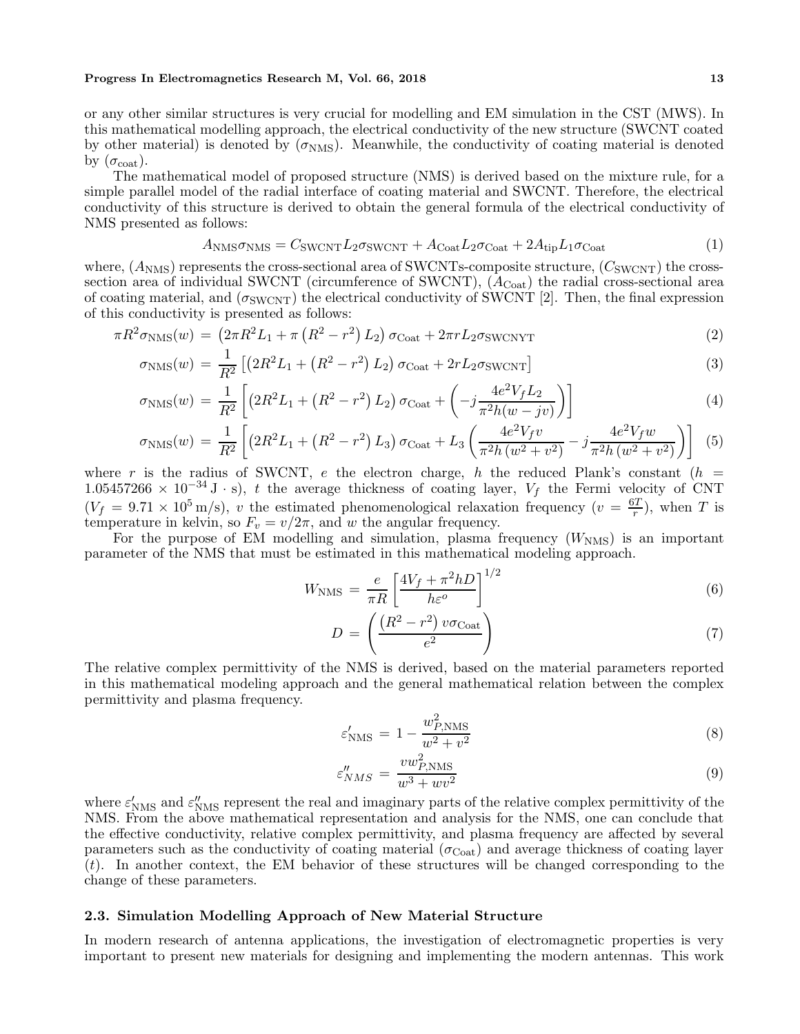or any other similar structures is very crucial for modelling and EM simulation in the CST (MWS). In this mathematical modelling approach, the electrical conductivity of the new structure (SWCNT coated by other material) is denoted by ($\sigma_{\text{NMS}}$). Meanwhile, the conductivity of coating material is denoted by ($\sigma_{\text{coat}}$).

The mathematical model of proposed structure (NMS) is derived based on the mixture rule, for a simple parallel model of the radial interface of coating material and SWCNT. Therefore, the electrical conductivity of this structure is derived to obtain the general formula of the electrical conductivity of NMS presented as follows:

$$A_{\text{NMS}}\sigma_{\text{NMS}} = C_{\text{SWCNT}}L_2\sigma_{\text{SWCNT}} + A_{\text{Coat}}L_2\sigma_{\text{Coat}} + 2A_{\text{tip}}L_1\sigma_{\text{Coat}} \tag{1}$$

where, ($A_{\text{NMS}}$) represents the cross-sectional area of SWCNTs-composite structure, ($C_{\text{SWCNT}}$) the cross-section area of individual SWCNT (circumference of SWCNT), ($A_{\text{Coat}}$) the radial cross-sectional area of coating material, and ($\sigma_{\text{SWCNT}}$) the electrical conductivity of SWCNT [2]. Then, the final expression of this conductivity is presented as follows:

$$\pi R^2\sigma_{\text{NMS}}(w) = \left(2\pi R^2 L_1 + \pi\left(R^2 - r^2\right)L_2\right)\sigma_{\text{Coat}} + 2\pi r L_2\sigma_{\text{SWCNYT}} \tag{2}$$

$$\sigma_{\text{NMS}}(w) = \frac{1}{R^2}\left[\left(2R^2 L_1 + \left(R^2 - r^2\right)L_2\right)\sigma_{\text{Coat}} + 2rL_2\sigma_{\text{SWCNT}}\right] \tag{3}$$

$$\sigma_{\text{NMS}}(w) = \frac{1}{R^2}\left[\left(2R^2 L_1 + \left(R^2 - r^2\right)L_2\right)\sigma_{\text{Coat}} + \left(-j\frac{4e^2V_fL_2}{\pi^2 h(w - jv)}\right)\right] \tag{4}$$

$$\sigma_{\text{NMS}}(w) = \frac{1}{R^2}\left[\left(2R^2 L_1 + \left(R^2 - r^2\right)L_3\right)\sigma_{\text{Coat}} + L_3\left(\frac{4e^2V_fv}{\pi^2 h\left(w^2 + v^2\right)} - j\frac{4e^2V_fw}{\pi^2 h\left(w^2 + v^2\right)}\right)\right] \tag{5}$$

where $r$ is the radius of SWCNT, $e$ the electron charge, $h$ the reduced Plank's constant ($h = 1.05457266 \times 10^{-34}\,\text{J}\cdot\text{s}$), $t$ the average thickness of coating layer, $V_f$ the Fermi velocity of CNT ($V_f = 9.71 \times 10^5\,\text{m/s}$), $v$ the estimated phenomenological relaxation frequency ($v = \frac{6T}{r}$), when $T$ is temperature in kelvin, so $F_v = v/2\pi$, and $w$ the angular frequency.

For the purpose of EM modelling and simulation, plasma frequency ($W_{\text{NMS}}$) is an important parameter of the NMS that must be estimated in this mathematical modeling approach.

$$W_{\text{NMS}} = \frac{e}{\pi R}\left[\frac{4V_f + \pi^2 hD}{h\varepsilon^o}\right]^{1/2} \tag{6}$$

$$D = \left(\frac{\left(R^2 - r^2\right)v\sigma_{\text{Coat}}}{e^2}\right) \tag{7}$$

The relative complex permittivity of the NMS is derived, based on the material parameters reported in this mathematical modeling approach and the general mathematical relation between the complex permittivity and plasma frequency.

$$\varepsilon'_{\text{NMS}} = 1 - \frac{w^2_{P,\text{NMS}}}{w^2 + v^2} \tag{8}$$

$$\varepsilon''_{NMS} = \frac{vw^2_{P,\text{NMS}}}{w^3 + wv^2} \tag{9}$$

where $\varepsilon'_{\text{NMS}}$ and $\varepsilon''_{\text{NMS}}$ represent the real and imaginary parts of the relative complex permittivity of the NMS. From the above mathematical representation and analysis for the NMS, one can conclude that the effective conductivity, relative complex permittivity, and plasma frequency are affected by several parameters such as the conductivity of coating material ($\sigma_{\text{Coat}}$) and average thickness of coating layer ($t$). In another context, the EM behavior of these structures will be changed corresponding to the change of these parameters.

### 2.3. Simulation Modelling Approach of New Material Structure

In modern research of antenna applications, the investigation of electromagnetic properties is very important to present new materials for designing and implementing the modern antennas. This work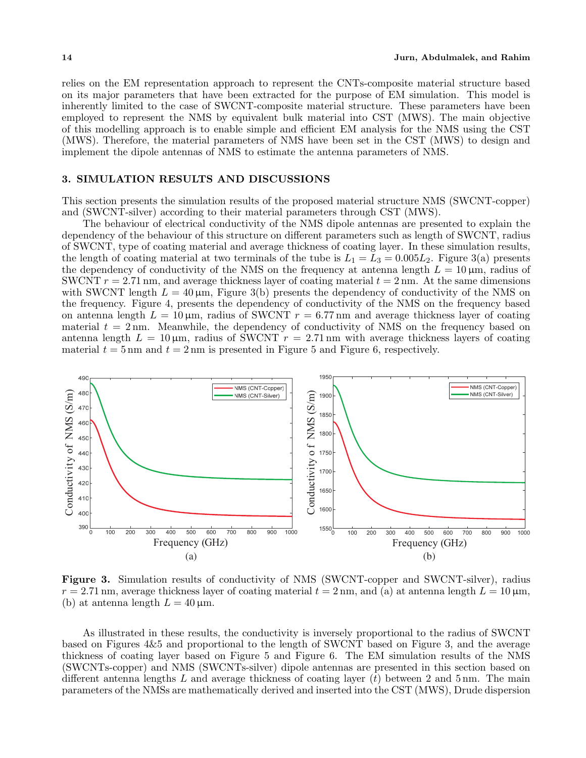relies on the EM representation approach to represent the CNTs-composite material structure based on its major parameters that have been extracted for the purpose of EM simulation. This model is inherently limited to the case of SWCNT-composite material structure. These parameters have been employed to represent the NMS by equivalent bulk material into CST (MWS). The main objective of this modelling approach is to enable simple and efficient EM analysis for the NMS using the CST (MWS). Therefore, the material parameters of NMS have been set in the CST (MWS) to design and implement the dipole antennas of NMS to estimate the antenna parameters of NMS.

## 3. SIMULATION RESULTS AND DISCUSSIONS

This section presents the simulation results of the proposed material structure NMS (SWCNT-copper) and (SWCNT-silver) according to their material parameters through CST (MWS).

The behaviour of electrical conductivity of the NMS dipole antennas are presented to explain the dependency of the behaviour of this structure on different parameters such as length of SWCNT, radius of SWCNT, type of coating material and average thickness of coating layer. In these simulation results, the length of coating material at two terminals of the tube is $L_1 = L_3 = 0.005L_2$. Figure 3(a) presents the dependency of conductivity of the NMS on the frequency at antenna length $L = 10\,\mu\text{m}$, radius of SWCNT $r = 2.71\,\text{nm}$, and average thickness layer of coating material $t = 2\,\text{nm}$. At the same dimensions with SWCNT length $L = 40\,\mu\text{m}$, Figure 3(b) presents the dependency of conductivity of the NMS on the frequency. Figure 4, presents the dependency of conductivity of the NMS on the frequency based on antenna length $L = 10\,\mu\text{m}$, radius of SWCNT $r = 6.77\,\text{nm}$ and average thickness layer of coating material $t = 2\,\text{nm}$. Meanwhile, the dependency of conductivity of NMS on the frequency based on antenna length $L = 10\,\mu\text{m}$, radius of SWCNT $r = 2.71\,\text{nm}$ with average thickness layers of coating material $t = 5\,\text{nm}$ and $t = 2\,\text{nm}$ is presented in Figure 5 and Figure 6, respectively.

**Figure 3.** Simulation results of conductivity of NMS (SWCNT-copper and SWCNT-silver), radius $r = 2.71\,\text{nm}$, average thickness layer of coating material $t = 2\,\text{nm}$, and (a) at antenna length $L = 10\,\mu\text{m}$, (b) at antenna length $L = 40\,\mu\text{m}$.

As illustrated in these results, the conductivity is inversely proportional to the radius of SWCNT based on Figures 4&5 and proportional to the length of SWCNT based on Figure 3, and the average thickness of coating layer based on Figure 5 and Figure 6. The EM simulation results of the NMS (SWCNTs-copper) and NMS (SWCNTs-silver) dipole antennas are presented in this section based on different antenna lengths $L$ and average thickness of coating layer ($t$) between 2 and 5 nm. The main parameters of the NMSs are mathematically derived and inserted into the CST (MWS), Drude dispersion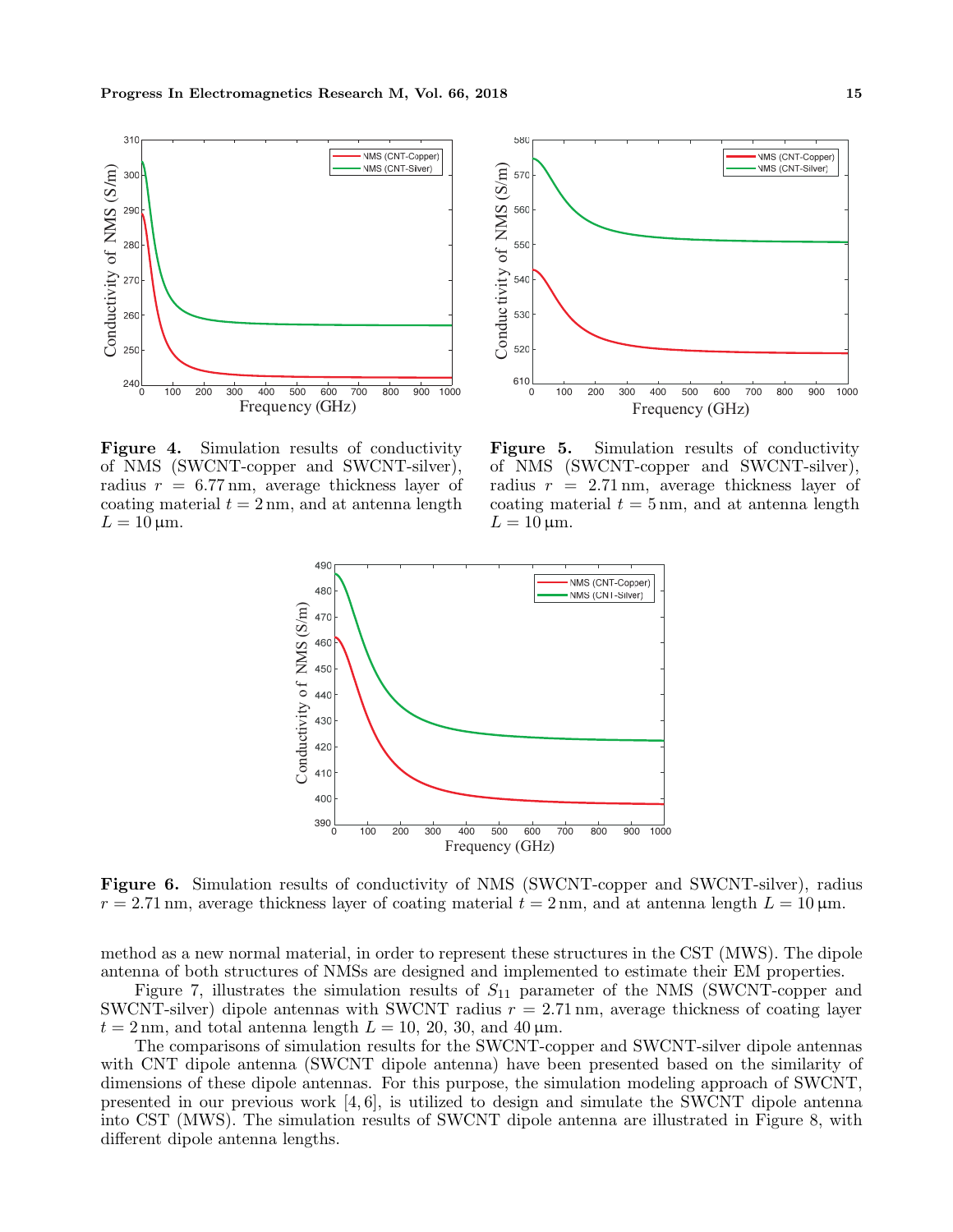**Figure 4.** Simulation results of conductivity of NMS (SWCNT-copper and SWCNT-silver), radius $r = 6.77\,\text{nm}$, average thickness layer of coating material $t = 2\,\text{nm}$, and at antenna length $L = 10\,\mu\text{m}$.

**Figure 5.** Simulation results of conductivity of NMS (SWCNT-copper and SWCNT-silver), radius $r = 2.71\,\text{nm}$, average thickness layer of coating material $t = 5\,\text{nm}$, and at antenna length $L = 10\,\mu\text{m}$.

**Figure 6.** Simulation results of conductivity of NMS (SWCNT-copper and SWCNT-silver), radius $r = 2.71\,\text{nm}$, average thickness layer of coating material $t = 2\,\text{nm}$, and at antenna length $L = 10\,\mu\text{m}$.

method as a new normal material, in order to represent these structures in the CST (MWS). The dipole antenna of both structures of NMSs are designed and implemented to estimate their EM properties.

Figure 7, illustrates the simulation results of $S_{11}$ parameter of the NMS (SWCNT-copper and SWCNT-silver) dipole antennas with SWCNT radius $r = 2.71\,\text{nm}$, average thickness of coating layer $t = 2\,\text{nm}$, and total antenna length $L = 10$, 20, 30, and 40 μm.

The comparisons of simulation results for the SWCNT-copper and SWCNT-silver dipole antennas with CNT dipole antenna (SWCNT dipole antenna) have been presented based on the similarity of dimensions of these dipole antennas. For this purpose, the simulation modeling approach of SWCNT, presented in our previous work [4, 6], is utilized to design and simulate the SWCNT dipole antenna into CST (MWS). The simulation results of SWCNT dipole antenna are illustrated in Figure 8, with different dipole antenna lengths.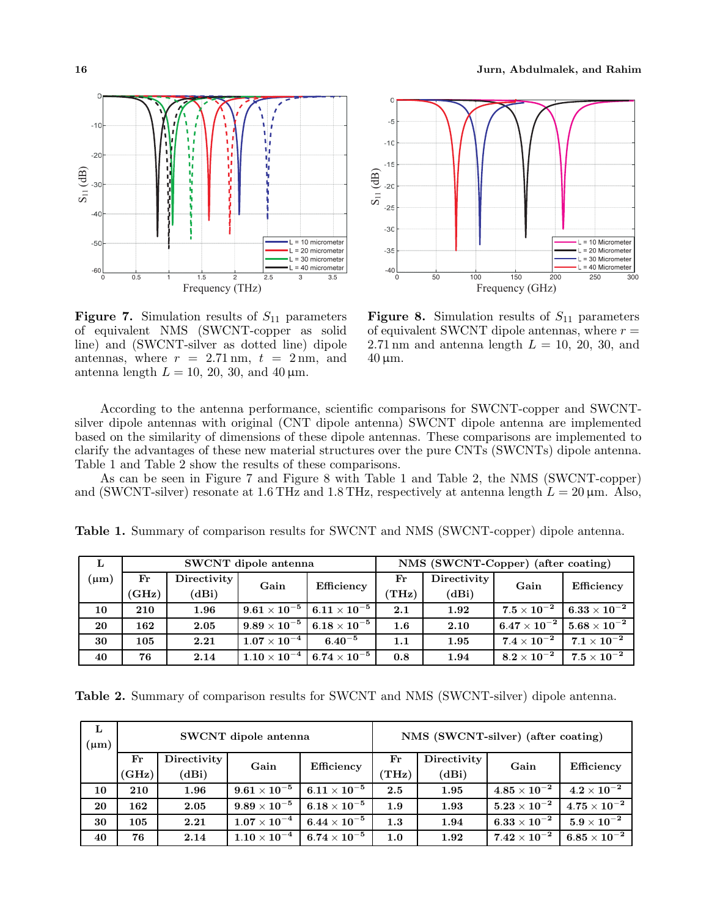**Figure 7.** Simulation results of $S_{11}$ parameters of equivalent NMS (SWCNT-copper as solid line) and (SWCNT-silver as dotted line) dipole antennas, where $r = 2.71$ nm, $t = 2$ nm, and antenna length $L = 10$, 20, 30, and 40 µm.

**Figure 8.** Simulation results of $S_{11}$ parameters of equivalent SWCNT dipole antennas, where $r = 2.71$ nm and antenna length $L = 10$, 20, 30, and 40 µm.

According to the antenna performance, scientific comparisons for SWCNT-copper and SWCNT-silver dipole antennas with original (CNT dipole antenna) SWCNT dipole antenna are implemented based on the similarity of dimensions of these dipole antennas. These comparisons are implemented to clarify the advantages of these new material structures over the pure CNTs (SWCNTs) dipole antenna. Table 1 and Table 2 show the results of these comparisons.

As can be seen in Figure 7 and Figure 8 with Table 1 and Table 2, the NMS (SWCNT-copper) and (SWCNT-silver) resonate at 1.6 THz and 1.8 THz, respectively at antenna length $L = 20$ µm. Also,

**Table 1.** Summary of comparison results for SWCNT and NMS (SWCNT-copper) dipole antenna.

| L (µm) | SWCNT dipole antenna | | | | NMS (SWCNT-Copper) (after coating) | | | |
|---|---|---|---|---|---|---|---|---|
| | Fr (GHz) | Directivity (dBi) | Gain | Efficiency | Fr (THz) | Directivity (dBi) | Gain | Efficiency |
| **10** | **210** | **1.96** | $9.61 \times 10^{-5}$ | $6.11 \times 10^{-5}$ | **2.1** | **1.92** | $7.5 \times 10^{-2}$ | $6.33 \times 10^{-2}$ |
| **20** | **162** | **2.05** | $9.89 \times 10^{-5}$ | $6.18 \times 10^{-5}$ | **1.6** | **2.10** | $6.47 \times 10^{-2}$ | $5.68 \times 10^{-2}$ |
| **30** | **105** | **2.21** | $1.07 \times 10^{-4}$ | $6.40^{-5}$ | **1.1** | **1.95** | $7.4 \times 10^{-2}$ | $7.1 \times 10^{-2}$ |
| **40** | **76** | **2.14** | $1.10 \times 10^{-4}$ | $6.74 \times 10^{-5}$ | **0.8** | **1.94** | $8.2 \times 10^{-2}$ | $7.5 \times 10^{-2}$ |

**Table 2.** Summary of comparison results for SWCNT and NMS (SWCNT-silver) dipole antenna.

| L (µm) | SWCNT dipole antenna | | | | NMS (SWCNT-silver) (after coating) | | | |
|---|---|---|---|---|---|---|---|---|
| | Fr (GHz) | Directivity (dBi) | Gain | Efficiency | Fr (THz) | Directivity (dBi) | Gain | Efficiency |
| **10** | **210** | **1.96** | $9.61 \times 10^{-5}$ | $6.11 \times 10^{-5}$ | **2.5** | **1.95** | $4.85 \times 10^{-2}$ | $4.2 \times 10^{-2}$ |
| **20** | **162** | **2.05** | $9.89 \times 10^{-5}$ | $6.18 \times 10^{-5}$ | **1.9** | **1.93** | $5.23 \times 10^{-2}$ | $4.75 \times 10^{-2}$ |
| **30** | **105** | **2.21** | $1.07 \times 10^{-4}$ | $6.44 \times 10^{-5}$ | **1.3** | **1.94** | $6.33 \times 10^{-2}$ | $5.9 \times 10^{-2}$ |
| **40** | **76** | **2.14** | $1.10 \times 10^{-4}$ | $6.74 \times 10^{-5}$ | **1.0** | **1.92** | $7.42 \times 10^{-2}$ | $6.85 \times 10^{-2}$ |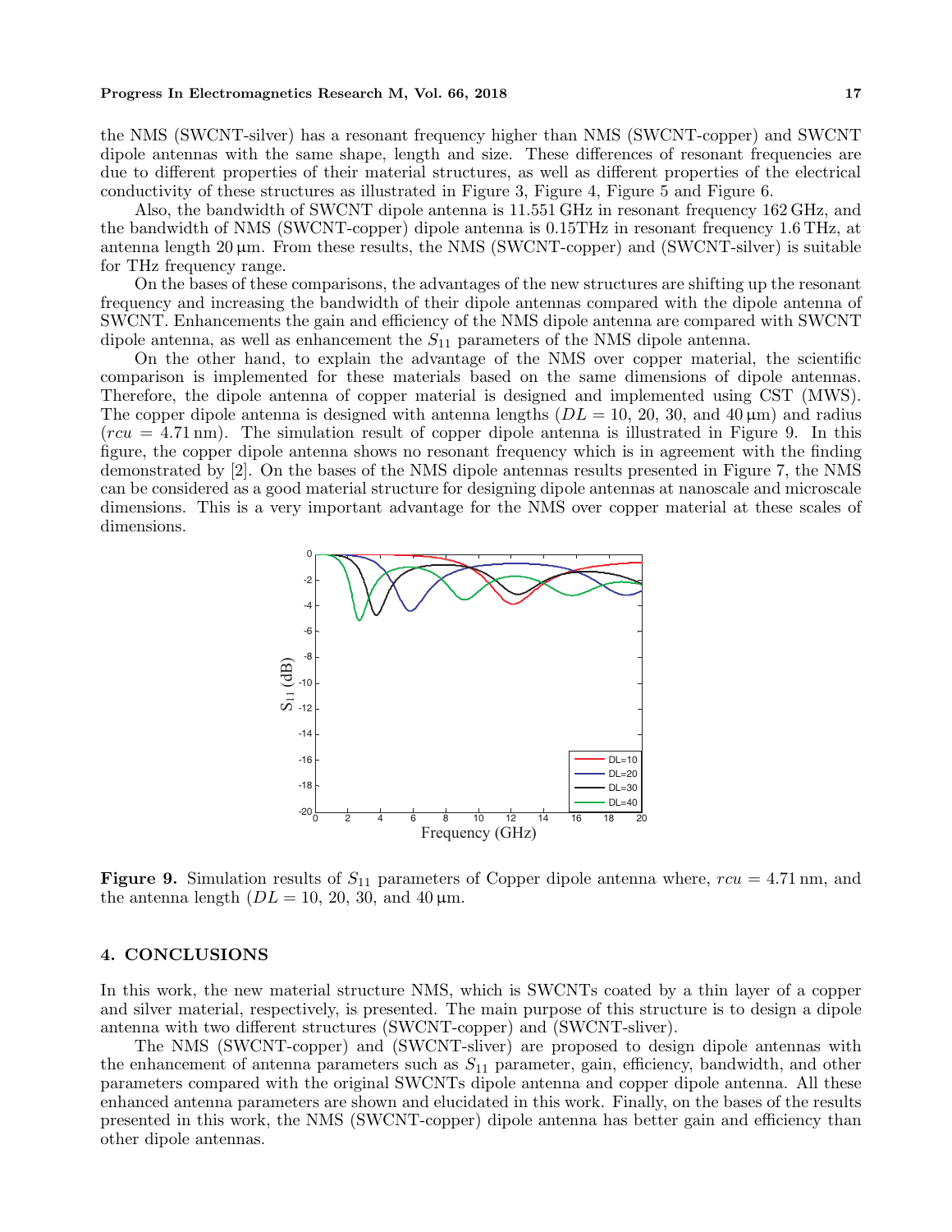the NMS (SWCNT-silver) has a resonant frequency higher than NMS (SWCNT-copper) and SWCNT dipole antennas with the same shape, length and size. These differences of resonant frequencies are due to different properties of their material structures, as well as different properties of the electrical conductivity of these structures as illustrated in Figure 3, Figure 4, Figure 5 and Figure 6.

Also, the bandwidth of SWCNT dipole antenna is 11.551 GHz in resonant frequency 162 GHz, and the bandwidth of NMS (SWCNT-copper) dipole antenna is 0.15THz in resonant frequency 1.6 THz, at antenna length 20 µm. From these results, the NMS (SWCNT-copper) and (SWCNT-silver) is suitable for THz frequency range.

On the bases of these comparisons, the advantages of the new structures are shifting up the resonant frequency and increasing the bandwidth of their dipole antennas compared with the dipole antenna of SWCNT. Enhancements the gain and efficiency of the NMS dipole antenna are compared with SWCNT dipole antenna, as well as enhancement the $S_{11}$ parameters of the NMS dipole antenna.

On the other hand, to explain the advantage of the NMS over copper material, the scientific comparison is implemented for these materials based on the same dimensions of dipole antennas. Therefore, the dipole antenna of copper material is designed and implemented using CST (MWS). The copper dipole antenna is designed with antenna lengths ($DL = 10$, 20, 30, and 40 µm) and radius ($rcu = 4.71$ nm). The simulation result of copper dipole antenna is illustrated in Figure 9. In this figure, the copper dipole antenna shows no resonant frequency which is in agreement with the finding demonstrated by [2]. On the bases of the NMS dipole antennas results presented in Figure 7, the NMS can be considered as a good material structure for designing dipole antennas at nanoscale and microscale dimensions. This is a very important advantage for the NMS over copper material at these scales of dimensions.

**Figure 9.** Simulation results of $S_{11}$ parameters of Copper dipole antenna where, $rcu = 4.71$ nm, and the antenna length ($DL = 10$, 20, 30, and 40 µm.

## 4. CONCLUSIONS

In this work, the new material structure NMS, which is SWCNTs coated by a thin layer of a copper and silver material, respectively, is presented. The main purpose of this structure is to design a dipole antenna with two different structures (SWCNT-copper) and (SWCNT-sliver).

The NMS (SWCNT-copper) and (SWCNT-sliver) are proposed to design dipole antennas with the enhancement of antenna parameters such as $S_{11}$ parameter, gain, efficiency, bandwidth, and other parameters compared with the original SWCNTs dipole antenna and copper dipole antenna. All these enhanced antenna parameters are shown and elucidated in this work. Finally, on the bases of the results presented in this work, the NMS (SWCNT-copper) dipole antenna has better gain and efficiency than other dipole antennas.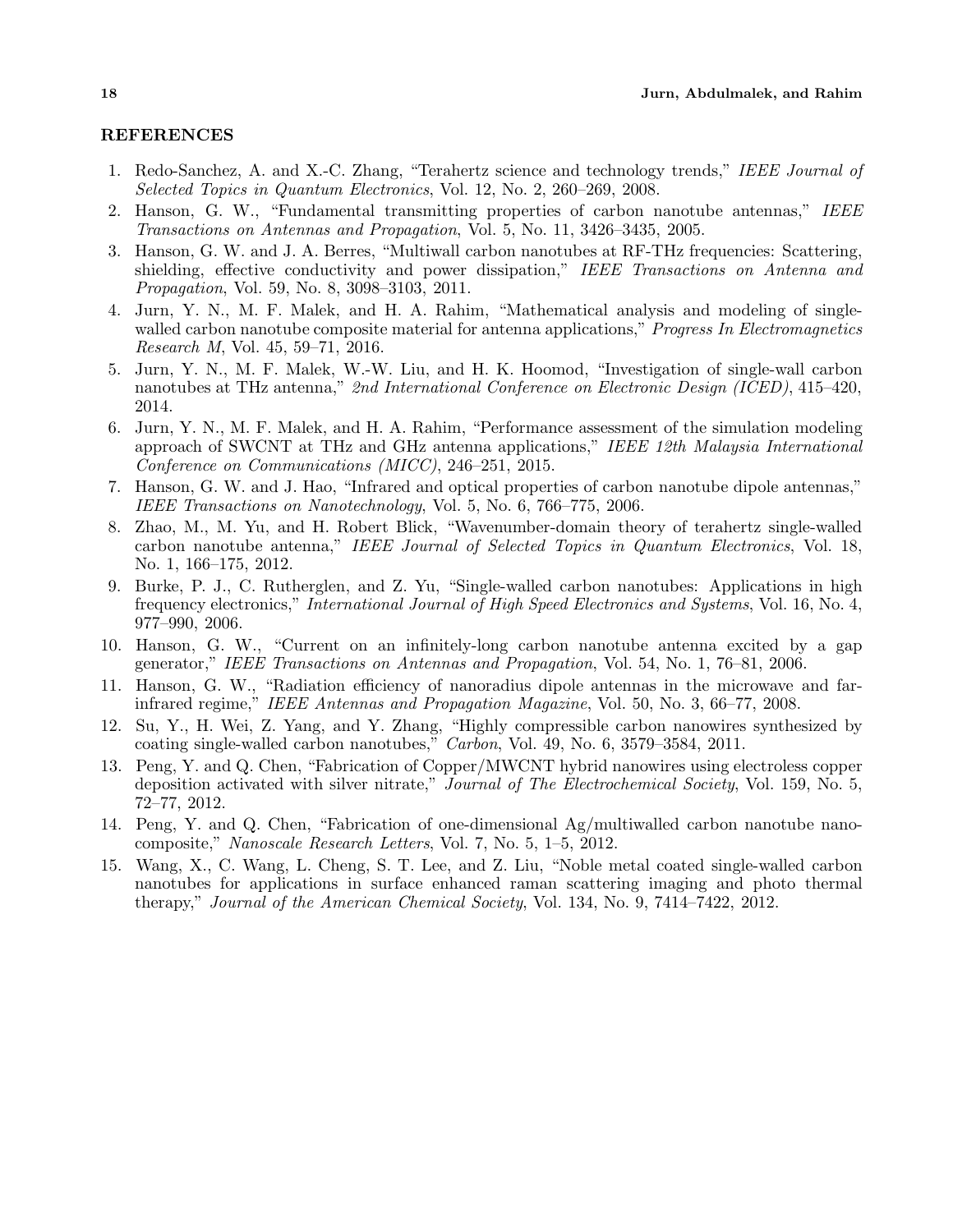## REFERENCES

1. Redo-Sanchez, A. and X.-C. Zhang, "Terahertz science and technology trends," *IEEE Journal of Selected Topics in Quantum Electronics*, Vol. 12, No. 2, 260–269, 2008.
2. Hanson, G. W., "Fundamental transmitting properties of carbon nanotube antennas," *IEEE Transactions on Antennas and Propagation*, Vol. 5, No. 11, 3426–3435, 2005.
3. Hanson, G. W. and J. A. Berres, "Multiwall carbon nanotubes at RF-THz frequencies: Scattering, shielding, effective conductivity and power dissipation," *IEEE Transactions on Antenna and Propagation*, Vol. 59, No. 8, 3098–3103, 2011.
4. Jurn, Y. N., M. F. Malek, and H. A. Rahim, "Mathematical analysis and modeling of single-walled carbon nanotube composite material for antenna applications," *Progress In Electromagnetics Research M*, Vol. 45, 59–71, 2016.
5. Jurn, Y. N., M. F. Malek, W.-W. Liu, and H. K. Hoomod, "Investigation of single-wall carbon nanotubes at THz antenna," *2nd International Conference on Electronic Design (ICED)*, 415–420, 2014.
6. Jurn, Y. N., M. F. Malek, and H. A. Rahim, "Performance assessment of the simulation modeling approach of SWCNT at THz and GHz antenna applications," *IEEE 12th Malaysia International Conference on Communications (MICC)*, 246–251, 2015.
7. Hanson, G. W. and J. Hao, "Infrared and optical properties of carbon nanotube dipole antennas," *IEEE Transactions on Nanotechnology*, Vol. 5, No. 6, 766–775, 2006.
8. Zhao, M., M. Yu, and H. Robert Blick, "Wavenumber-domain theory of terahertz single-walled carbon nanotube antenna," *IEEE Journal of Selected Topics in Quantum Electronics*, Vol. 18, No. 1, 166–175, 2012.
9. Burke, P. J., C. Rutherglen, and Z. Yu, "Single-walled carbon nanotubes: Applications in high frequency electronics," *International Journal of High Speed Electronics and Systems*, Vol. 16, No. 4, 977–990, 2006.
10. Hanson, G. W., "Current on an infinitely-long carbon nanotube antenna excited by a gap generator," *IEEE Transactions on Antennas and Propagation*, Vol. 54, No. 1, 76–81, 2006.
11. Hanson, G. W., "Radiation efficiency of nanoradius dipole antennas in the microwave and far-infrared regime," *IEEE Antennas and Propagation Magazine*, Vol. 50, No. 3, 66–77, 2008.
12. Su, Y., H. Wei, Z. Yang, and Y. Zhang, "Highly compressible carbon nanowires synthesized by coating single-walled carbon nanotubes," *Carbon*, Vol. 49, No. 6, 3579–3584, 2011.
13. Peng, Y. and Q. Chen, "Fabrication of Copper/MWCNT hybrid nanowires using electroless copper deposition activated with silver nitrate," *Journal of The Electrochemical Society*, Vol. 159, No. 5, 72–77, 2012.
14. Peng, Y. and Q. Chen, "Fabrication of one-dimensional Ag/multiwalled carbon nanotube nano-composite," *Nanoscale Research Letters*, Vol. 7, No. 5, 1–5, 2012.
15. Wang, X., C. Wang, L. Cheng, S. T. Lee, and Z. Liu, "Noble metal coated single-walled carbon nanotubes for applications in surface enhanced raman scattering imaging and photo thermal therapy," *Journal of the American Chemical Society*, Vol. 134, No. 9, 7414–7422, 2012.